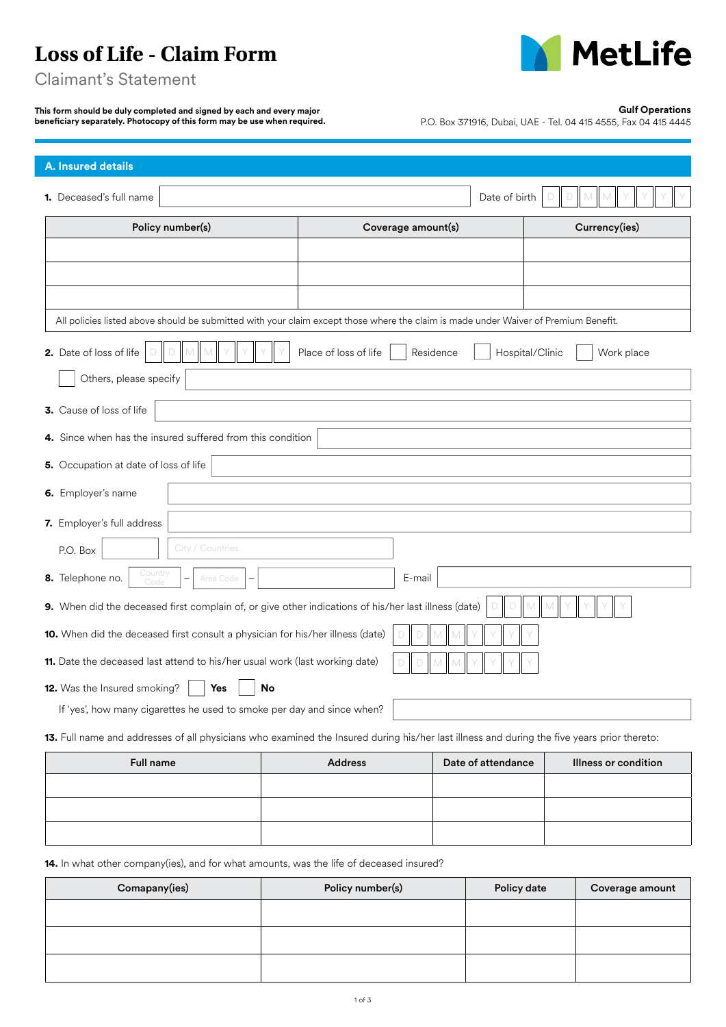# Loss of Life - Claim Form

## Claimant's Statement

**This form should be duly completed and signed by each and every major beneficiary separately. Photocopy of this form may be use when required.**

**Gulf Operations**
P.O. Box 371916, Dubai, UAE - Tel. 04 415 4555, Fax 04 415 4445

## A. Insured details

**1.** Deceased's full name ______________________ Date of birth D D M M Y Y Y Y

| Policy number(s) | Coverage amount(s) | Currency(ies) |
|---|---|---|
| | | |
| | | |
| | | |

All policies listed above should be submitted with your claim except those where the claim is made under Waiver of Premium Benefit.

**2.** Date of loss of life D D M M Y Y Y Y Place of loss of life ☐ Residence ☐ Hospital/Clinic ☐ Work place

☐ Others, please specify ______________________

**3.** Cause of loss of life ______________________

**4.** Since when has the insured suffered from this condition ______________________

**5.** Occupation at date of loss of life ______________________

**6.** Employer's name ______________________

**7.** Employer's full address ______________________

P.O. Box __________ City / Countries ______________________

**8.** Telephone no. Country Code – Area Code – __________ E-mail ______________________

**9.** When did the deceased first complain of, or give other indications of his/her last illness (date) D D M M Y Y Y Y

**10.** When did the deceased first consult a physician for his/her illness (date) D D M M Y Y Y Y

**11.** Date the deceased last attend to his/her usual work (last working date) D D M M Y Y Y Y

**12.** Was the Insured smoking? ☐ **Yes** ☐ **No**

If 'yes', how many cigarettes he used to smoke per day and since when? ______________________

**13.** Full name and addresses of all physicians who examined the Insured during his/her last illness and during the five years prior thereto:

| Full name | Address | Date of attendance | Illness or condition |
|---|---|---|---|
| | | | |
| | | | |
| | | | |

**14.** In what other company(ies), and for what amounts, was the life of deceased insured?

| Comapany(ies) | Policy number(s) | Policy date | Coverage amount |
|---|---|---|---|
| | | | |
| | | | |
| | | | |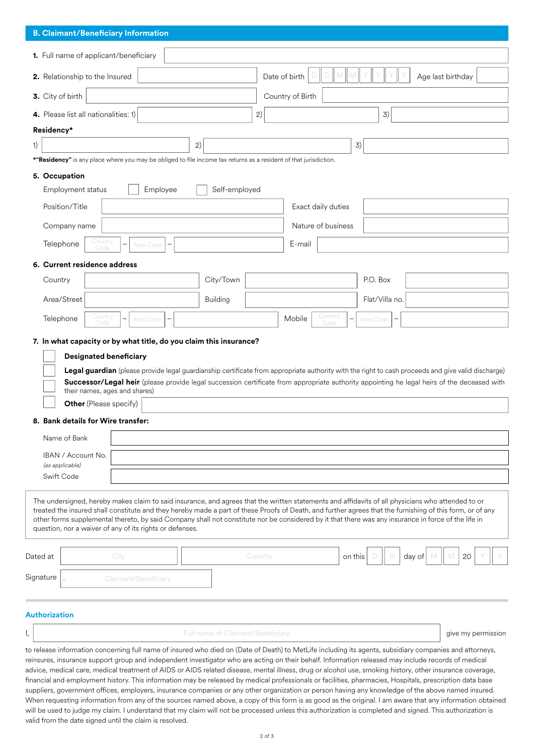## B. Claimant/Beneficiary Information

1. Full name of applicant/beneficiary
2. Relationship to the Insured &nbsp;&nbsp; Date of birth D D M M Y Y Y Y &nbsp;&nbsp; Age last birthday
3. City of birth &nbsp;&nbsp; Country of Birth
4. Please list all nationalities: 1) &nbsp;&nbsp; 2) &nbsp;&nbsp; 3)

**Residency***

1) &nbsp;&nbsp; 2) &nbsp;&nbsp; 3)

***"Residency"** is any place where you may be obliged to file income tax returns as a resident of that jurisdiction.

5. **Occupation**

Employment status ☐ Employee ☐ Self-employed

Position/Title &nbsp;&nbsp; Exact daily duties

Company name &nbsp;&nbsp; Nature of business

Telephone Country Code – Area Code – &nbsp;&nbsp; E-mail

6. **Current residence address**

Country &nbsp;&nbsp; City/Town &nbsp;&nbsp; P.O. Box

Area/Street &nbsp;&nbsp; Building &nbsp;&nbsp; Flat/Villa no.

Telephone Country Code – Area Code – &nbsp;&nbsp; Mobile Country Code – Area Code –

7. **In what capacity or by what title, do you claim this insurance?**

☐ **Designated beneficiary**

☐ **Legal guardian** (please provide legal guardianship certificate from appropriate authority with the right to cash proceeds and give valid discharge)

☐ **Successor/Legal heir** (please provide legal succession certificate from appropriate authority appointing he legal heirs of the deceased with their names, ages and shares)

☐ **Other** (Please specify)

8. **Bank details for Wire transfer:**

Name of Bank

IBAN / Account No. *(as applicable)*

Swift Code

The undersigned, hereby makes claim to said insurance, and agrees that the written statements and affidavits of all physicians who attended to or treated the insured shall constitute and they hereby made a part of these Proofs of Death, and further agrees that the furnishing of this form, or of any other forms supplemental thereto, by said Company shall not constitute nor be considered by it that there was any insurance in force of the life in question, nor a waiver of any of its rights or defenses.

Dated at City Country on this D D day of M M 20 Y Y

Signature x Claimant/Beneficiary

## Authorization

I, Full name of Claimant/Beneficiary give my permission

to release information concerning full name of insured who died on (Date of Death) to MetLife including its agents, subsidiary companies and attorneys, reinsures, insurance support group and independent investigator who are acting on their behalf. Information released may include records of medical advice, medical care, medical treatment of AIDS or AIDS related disease, mental illness, drug or alcohol use, smoking history, other insurance coverage, financial and employment history. This information may be released by medical professionals or facilities, pharmacies, Hospitals, prescription data base suppliers, government offices, employers, insurance companies or any other organization or person having any knowledge of the above named insured. When requesting information from any of the sources named above, a copy of this form is as good as the original. I am aware that any information obtained will be used to judge my claim. I understand that my claim will not be processed unless this authorization is completed and signed. This authorization is valid from the date signed until the claim is resolved.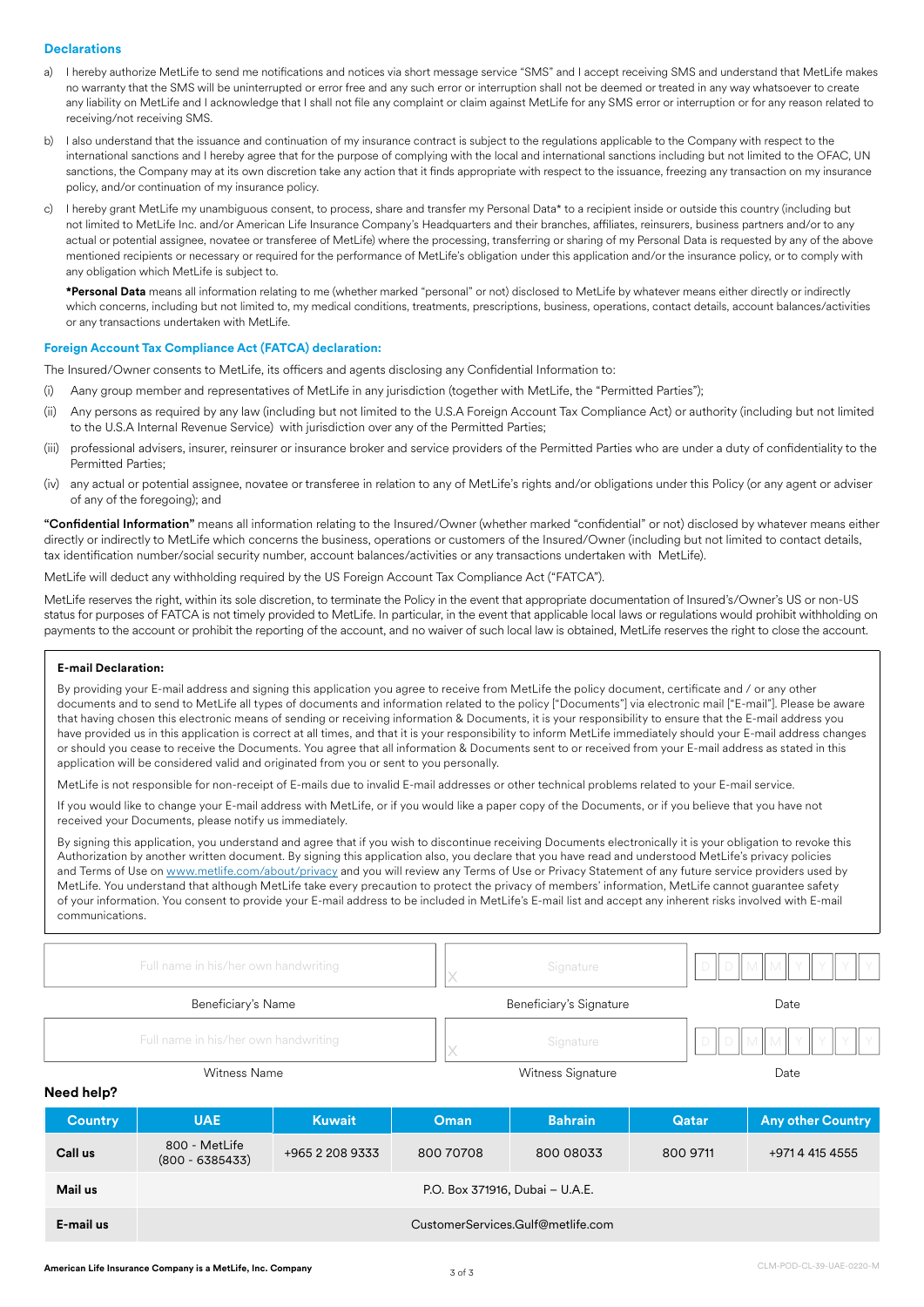## Declarations

a) I hereby authorize MetLife to send me notifications and notices via short message service "SMS" and I accept receiving SMS and understand that MetLife makes no warranty that the SMS will be uninterrupted or error free and any such error or interruption shall not be deemed or treated in any way whatsoever to create any liability on MetLife and I acknowledge that I shall not file any complaint or claim against MetLife for any SMS error or interruption or for any reason related to receiving/not receiving SMS.

b) I also understand that the issuance and continuation of my insurance contract is subject to the regulations applicable to the Company with respect to the international sanctions and I hereby agree that for the purpose of complying with the local and international sanctions including but not limited to the OFAC, UN sanctions, the Company may at its own discretion take any action that it finds appropriate with respect to the issuance, freezing any transaction on my insurance policy, and/or continuation of my insurance policy.

c) I hereby grant MetLife my unambiguous consent, to process, share and transfer my Personal Data* to a recipient inside or outside this country (including but not limited to MetLife Inc. and/or American Life Insurance Company's Headquarters and their branches, affiliates, reinsurers, business partners and/or to any actual or potential assignee, novatee or transferee of MetLife) where the processing, transferring or sharing of my Personal Data is requested by any of the above mentioned recipients or necessary or required for the performance of MetLife's obligation under this application and/or the insurance policy, or to comply with any obligation which MetLife is subject to.

**\*Personal Data** means all information relating to me (whether marked "personal" or not) disclosed to MetLife by whatever means either directly or indirectly which concerns, including but not limited to, my medical conditions, treatments, prescriptions, business, operations, contact details, account balances/activities or any transactions undertaken with MetLife.

### Foreign Account Tax Compliance Act (FATCA) declaration:

The Insured/Owner consents to MetLife, its officers and agents disclosing any Confidential Information to:

(i) Aany group member and representatives of MetLife in any jurisdiction (together with MetLife, the "Permitted Parties");

(ii) Any persons as required by any law (including but not limited to the U.S.A Foreign Account Tax Compliance Act) or authority (including but not limited to the U.S.A Internal Revenue Service) with jurisdiction over any of the Permitted Parties;

(iii) professional advisers, insurer, reinsurer or insurance broker and service providers of the Permitted Parties who are under a duty of confidentiality to the Permitted Parties;

(iv) any actual or potential assignee, novatee or transferee in relation to any of MetLife's rights and/or obligations under this Policy (or any agent or adviser of any of the foregoing); and

**"Confidential Information"** means all information relating to the Insured/Owner (whether marked "confidential" or not) disclosed by whatever means either directly or indirectly to MetLife which concerns the business, operations or customers of the Insured/Owner (including but not limited to contact details, tax identification number/social security number, account balances/activities or any transactions undertaken with MetLife).

MetLife will deduct any withholding required by the US Foreign Account Tax Compliance Act ("FATCA").

MetLife reserves the right, within its sole discretion, to terminate the Policy in the event that appropriate documentation of Insured's/Owner's US or non-US status for purposes of FATCA is not timely provided to MetLife. In particular, in the event that applicable local laws or regulations would prohibit withholding on payments to the account or prohibit the reporting of the account, and no waiver of such local law is obtained, MetLife reserves the right to close the account.

### E-mail Declaration:

By providing your E-mail address and signing this application you agree to receive from MetLife the policy document, certificate and / or any other documents and to send to MetLife all types of documents and information related to the policy ["Documents"] via electronic mail ["E-mail"]. Please be aware that having chosen this electronic means of sending or receiving information & Documents, it is your responsibility to ensure that the E-mail address you have provided us in this application is correct at all times, and that it is your responsibility to inform MetLife immediately should your E-mail address changes or should you cease to receive the Documents. You agree that all information & Documents sent to or received from your E-mail address as stated in this application will be considered valid and originated from you or sent to you personally.

MetLife is not responsible for non-receipt of E-mails due to invalid E-mail addresses or other technical problems related to your E-mail service.

If you would like to change your E-mail address with MetLife, or if you would like a paper copy of the Documents, or if you believe that you have not received your Documents, please notify us immediately.

By signing this application, you understand and agree that if you wish to discontinue receiving Documents electronically it is your obligation to revoke this Authorization by another written document. By signing this application also, you declare that you have read and understood MetLife's privacy policies and Terms of Use on www.metlife.com/about/privacy and you will review any Terms of Use or Privacy Statement of any future service providers used by MetLife. You understand that although MetLife take every precaution to protect the privacy of members' information, MetLife cannot guarantee safety of your information. You consent to provide your E-mail address to be included in MetLife's E-mail list and accept any inherent risks involved with E-mail communications.

| | | |
|---|---|---|
| Full name in his/her own handwriting | X Signature | D D M M Y Y Y Y |
| Beneficiary's Name | Beneficiary's Signature | Date |
| Full name in his/her own handwriting | X Signature | D D M M Y Y Y Y |
| Witness Name | Witness Signature | Date |

### Need help?

| Country | UAE | Kuwait | Oman | Bahrain | Qatar | Any other Country |
|---|---|---|---|---|---|---|
| **Call us** | 800 - MetLife (800 - 6385433) | +965 2 208 9333 | 800 70708 | 800 08033 | 800 9711 | +971 4 415 4555 |
| **Mail us** | P.O. Box 371916, Dubai – U.A.E. | | | | | |
| **E-mail us** | CustomerServices.Gulf@metlife.com | | | | | |

**American Life Insurance Company is a MetLife, Inc. Company**

CLM-POD-CL-39-UAE-0220-M